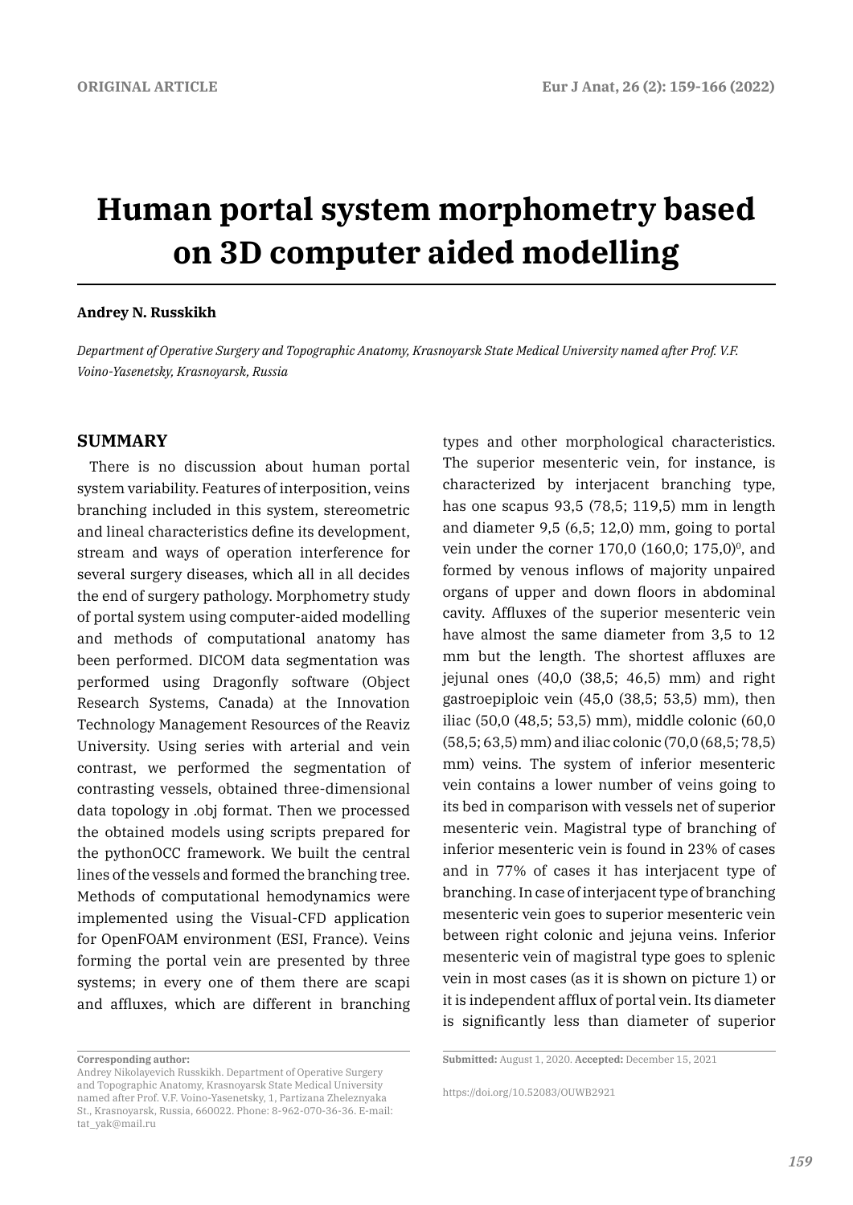ORIGINAL ARTICLE

# Human portal system morphometry based on 3D computer aided modelling

**Andrey N. Russkikh**

*Department of Operative Surgery and Topographic Anatomy, Krasnoyarsk State Medical University named after Prof. V.F. Voino-Yasenetsky, Krasnoyarsk, Russia*

## SUMMARY

There is no discussion about human portal system variability. Features of interposition, veins branching included in this system, stereometric and lineal characteristics define its development, stream and ways of operation interference for several surgery diseases, which all in all decides the end of surgery pathology. Morphometry study of portal system using computer-aided modelling and methods of computational anatomy has been performed. DICOM data segmentation was performed using Dragonfly software (Object Research Systems, Canada) at the Innovation Technology Management Resources of the Reaviz University. Using series with arterial and vein contrast, we performed the segmentation of contrasting vessels, obtained three-dimensional data topology in .obj format. Then we processed the obtained models using scripts prepared for the pythonOCC framework. We built the central lines of the vessels and formed the branching tree. Methods of computational hemodynamics were implemented using the Visual-CFD application for OpenFOAM environment (ESI, France). Veins forming the portal vein are presented by three systems; in every one of them there are scapi and affluxes, which are different in branching types and other morphological characteristics. The superior mesenteric vein, for instance, is characterized by interjacent branching type, has one scapus 93,5 (78,5; 119,5) mm in length and diameter 9,5 (6,5; 12,0) mm, going to portal vein under the corner 170,0 (160,0; 175,0)$^{0}$, and formed by venous inflows of majority unpaired organs of upper and down floors in abdominal cavity. Affluxes of the superior mesenteric vein have almost the same diameter from 3,5 to 12 mm but the length. The shortest affluxes are jejunal ones (40,0 (38,5; 46,5) mm) and right gastroepiploic vein (45,0 (38,5; 53,5) mm), then iliac (50,0 (48,5; 53,5) mm), middle colonic (60,0 (58,5; 63,5) mm) and iliac colonic (70,0 (68,5; 78,5) mm) veins. The system of inferior mesenteric vein contains a lower number of veins going to its bed in comparison with vessels net of superior mesenteric vein. Magistral type of branching of inferior mesenteric vein is found in 23% of cases and in 77% of cases it has interjacent type of branching. In case of interjacent type of branching mesenteric vein goes to superior mesenteric vein between right colonic and jejuna veins. Inferior mesenteric vein of magistral type goes to splenic vein in most cases (as it is shown on picture 1) or it is independent afflux of portal vein. Its diameter is significantly less than diameter of superior

**Corresponding author:**
Andrey Nikolayevich Russkikh. Department of Operative Surgery and Topographic Anatomy, Krasnoyarsk State Medical University named after Prof. V.F. Voino-Yasenetsky, 1, Partizana Zheleznyaka St., Krasnoyarsk, Russia, 660022. Phone: 8-962-070-36-36. E-mail: tat_yak@mail.ru

**Submitted:** August 1, 2020. **Accepted:** December 15, 2021

https://doi.org/10.52083/OUWB2921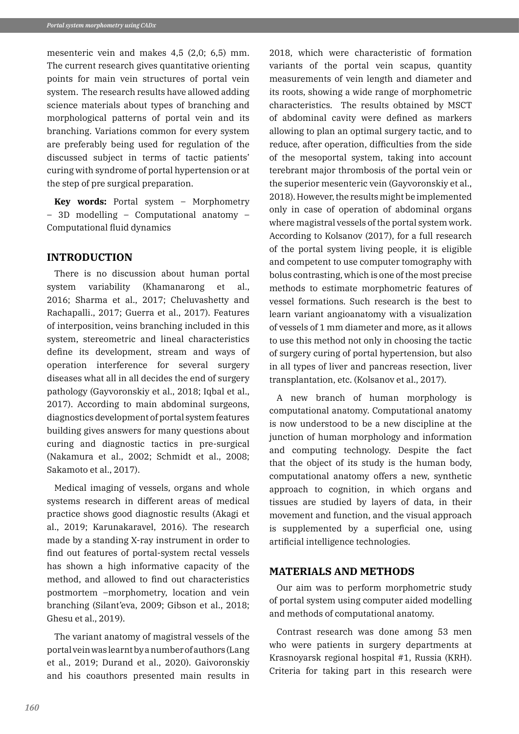mesenteric vein and makes 4,5 (2,0; 6,5) mm. The current research gives quantitative orienting points for main vein structures of portal vein system. The research results have allowed adding science materials about types of branching and morphological patterns of portal vein and its branching. Variations common for every system are preferably being used for regulation of the discussed subject in terms of tactic patients' curing with syndrome of portal hypertension or at the step of pre surgical preparation.

**Key words:** Portal system – Morphometry – 3D modelling – Computational anatomy – Computational fluid dynamics

## INTRODUCTION

There is no discussion about human portal system variability (Khamanarong et al., 2016; Sharma et al., 2017; Cheluvashetty and Rachapalli., 2017; Guerra et al., 2017). Features of interposition, veins branching included in this system, stereometric and lineal characteristics define its development, stream and ways of operation interference for several surgery diseases what all in all decides the end of surgery pathology (Gayvoronskiy et al., 2018; Iqbal et al., 2017). According to main abdominal surgeons, diagnostics development of portal system features building gives answers for many questions about curing and diagnostic tactics in pre-surgical (Nakamura et al., 2002; Schmidt et al., 2008; Sakamoto et al., 2017).

Medical imaging of vessels, organs and whole systems research in different areas of medical practice shows good diagnostic results (Akagi et al., 2019; Karunakaravel, 2016). The research made by a standing X-ray instrument in order to find out features of portal-system rectal vessels has shown a high informative capacity of the method, and allowed to find out characteristics postmortem –morphometry, location and vein branching (Silant'eva, 2009; Gibson et al., 2018; Ghesu et al., 2019).

The variant anatomy of magistral vessels of the portal vein was learnt by a number of authors (Lang et al., 2019; Durand et al., 2020). Gaivoronskiy and his coauthors presented main results in 2018, which were characteristic of formation variants of the portal vein scapus, quantity measurements of vein length and diameter and its roots, showing a wide range of morphometric characteristics. The results obtained by MSCT of abdominal cavity were defined as markers allowing to plan an optimal surgery tactic, and to reduce, after operation, difficulties from the side of the mesoportal system, taking into account terebrant major thrombosis of the portal vein or the superior mesenteric vein (Gayvoronskiy et al., 2018). However, the results might be implemented only in case of operation of abdominal organs where magistral vessels of the portal system work. According to Kolsanov (2017), for a full research of the portal system living people, it is eligible and competent to use computer tomography with bolus contrasting, which is one of the most precise methods to estimate morphometric features of vessel formations. Such research is the best to learn variant angioanatomy with a visualization of vessels of 1 mm diameter and more, as it allows to use this method not only in choosing the tactic of surgery curing of portal hypertension, but also in all types of liver and pancreas resection, liver transplantation, etc. (Kolsanov et al., 2017).

A new branch of human morphology is computational anatomy. Computational anatomy is now understood to be a new discipline at the junction of human morphology and information and computing technology. Despite the fact that the object of its study is the human body, computational anatomy offers a new, synthetic approach to cognition, in which organs and tissues are studied by layers of data, in their movement and function, and the visual approach is supplemented by a superficial one, using artificial intelligence technologies.

## MATERIALS AND METHODS

Our aim was to perform morphometric study of portal system using computer aided modelling and methods of computational anatomy.

Contrast research was done among 53 men who were patients in surgery departments at Krasnoyarsk regional hospital #1, Russia (KRH). Criteria for taking part in this research were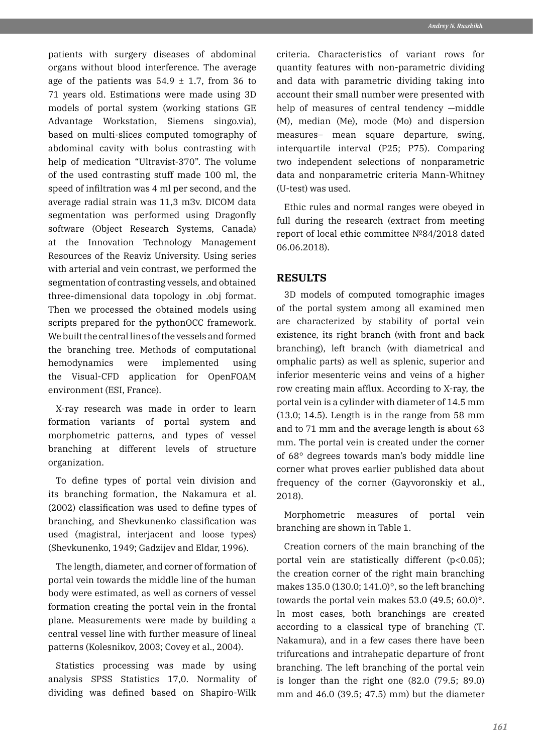patients with surgery diseases of abdominal organs without blood interference. The average age of the patients was 54.9 ± 1.7, from 36 to 71 years old. Estimations were made using 3D models of portal system (working stations GE Advantage Workstation, Siemens singo.via), based on multi-slices computed tomography of abdominal cavity with bolus contrasting with help of medication "Ultravist-370". The volume of the used contrasting stuff made 100 ml, the speed of infiltration was 4 ml per second, and the average radial strain was 11,3 m3v. DICOM data segmentation was performed using Dragonfly software (Object Research Systems, Canada) at the Innovation Technology Management Resources of the Reaviz University. Using series with arterial and vein contrast, we performed the segmentation of contrasting vessels, and obtained three-dimensional data topology in .obj format. Then we processed the obtained models using scripts prepared for the pythonOCC framework. We built the central lines of the vessels and formed the branching tree. Methods of computational hemodynamics were implemented using the Visual-CFD application for OpenFOAM environment (ESI, France).

X-ray research was made in order to learn formation variants of portal system and morphometric patterns, and types of vessel branching at different levels of structure organization.

To define types of portal vein division and its branching formation, the Nakamura et al. (2002) classification was used to define types of branching, and Shevkunenko classification was used (magistral, interjacent and loose types) (Shevkunenko, 1949; Gadzijev and Eldar, 1996).

The length, diameter, and corner of formation of portal vein towards the middle line of the human body were estimated, as well as corners of vessel formation creating the portal vein in the frontal plane. Measurements were made by building a central vessel line with further measure of lineal patterns (Kolesnikov, 2003; Covey et al., 2004).

Statistics processing was made by using analysis SPSS Statistics 17,0. Normality of dividing was defined based on Shapiro-Wilk criteria. Characteristics of variant rows for quantity features with non-parametric dividing and data with parametric dividing taking into account their small number were presented with help of measures of central tendency —middle (M), median (Me), mode (Mo) and dispersion measures– mean square departure, swing, interquartile interval (P25; P75). Comparing two independent selections of nonparametric data and nonparametric criteria Mann-Whitney (U-test) was used.

Ethic rules and normal ranges were obeyed in full during the research (extract from meeting report of local ethic committee №84/2018 dated 06.06.2018).

## RESULTS

3D models of computed tomographic images of the portal system among all examined men are characterized by stability of portal vein existence, its right branch (with front and back branching), left branch (with diametrical and omphalic parts) as well as splenic, superior and inferior mesenteric veins and veins of a higher row creating main afflux. According to X-ray, the portal vein is a cylinder with diameter of 14.5 mm (13.0; 14.5). Length is in the range from 58 mm and to 71 mm and the average length is about 63 mm. The portal vein is created under the corner of 68° degrees towards man's body middle line corner what proves earlier published data about frequency of the corner (Gayvoronskiy et al., 2018).

Morphometric measures of portal vein branching are shown in Table 1.

Creation corners of the main branching of the portal vein are statistically different ($p<0.05$); the creation corner of the right main branching makes 135.0 (130.0; 141.0)°, so the left branching towards the portal vein makes 53.0 (49.5; 60.0)°. In most cases, both branchings are created according to a classical type of branching (T. Nakamura), and in a few cases there have been trifurcations and intrahepatic departure of front branching. The left branching of the portal vein is longer than the right one (82.0 (79.5; 89.0) mm and 46.0 (39.5; 47.5) mm) but the diameter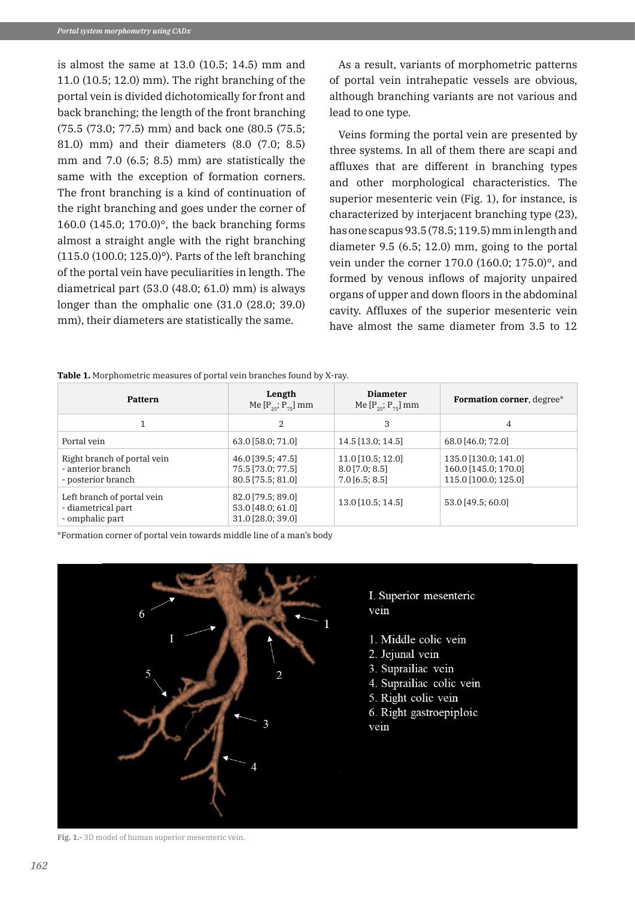is almost the same at 13.0 (10.5; 14.5) mm and 11.0 (10.5; 12.0) mm). The right branching of the portal vein is divided dichotomically for front and back branching; the length of the front branching (75.5 (73.0; 77.5) mm) and back one (80.5 (75.5; 81.0) mm) and their diameters (8.0 (7.0; 8.5) mm and 7.0 (6.5; 8.5) mm) are statistically the same with the exception of formation corners. The front branching is a kind of continuation of the right branching and goes under the corner of 160.0 (145.0; 170.0)°, the back branching forms almost a straight angle with the right branching (115.0 (100.0; 125.0)°). Parts of the left branching of the portal vein have peculiarities in length. The diametrical part (53.0 (48.0; 61.0) mm) is always longer than the omphalic one (31.0 (28.0; 39.0) mm), their diameters are statistically the same.

As a result, variants of morphometric patterns of portal vein intrahepatic vessels are obvious, although branching variants are not various and lead to one type.

Veins forming the portal vein are presented by three systems. In all of them there are scapi and affluxes that are different in branching types and other morphological characteristics. The superior mesenteric vein (Fig. 1), for instance, is characterized by interjacent branching type (23), has one scapus 93.5 (78.5; 119.5) mm in length and diameter 9.5 (6.5; 12.0) mm, going to the portal vein under the corner 170.0 (160.0; 175.0)°, and formed by venous inflows of majority unpaired organs of upper and down floors in the abdominal cavity. Affluxes of the superior mesenteric vein have almost the same diameter from 3.5 to 12

**Table 1.** Morphometric measures of portal vein branches found by X-ray.

| Pattern | Length Me [$P_{25}$; $P_{75}$] mm | Diameter Me [$P_{25}$; $P_{75}$] mm | **Formation corner**, degree* |
|---|---|---|---|
| 1 | 2 | 3 | 4 |
| Portal vein | 63.0 [58.0; 71.0] | 14.5 [13.0; 14.5] | 68.0 [46.0; 72.0] |
| Right branch of portal vein<br>- anterior branch<br>- posterior branch | 46.0 [39.5; 47.5]<br>75.5 [73.0; 77.5]<br>80.5 [75.5; 81.0] | 11.0 [10.5; 12.0]<br>8.0 [7.0; 8.5]<br>7.0 [6.5; 8.5] | 135.0 [130.0; 141.0]<br>160.0 [145.0; 170.0]<br>115.0 [100.0; 125.0] |
| Left branch of portal vein<br>- diametrical part<br>- omphalic part | 82.0 [79.5; 89.0]<br>53.0 [48.0; 61.0]<br>31.0 [28.0; 39.0] | 13.0 [10.5; 14.5] | 53.0 [49.5; 60.0] |

*Formation corner of portal vein towards middle line of a man's body

I. Superior mesenteric vein

1. Middle colic vein
2. Jejunal vein
3. Suprailiac vein
4. Suprailiac colic vein
5. Right colic vein
6. Right gastroepiploic vein

**Fig. 1.-** 3D model of human superior mesenteric vein.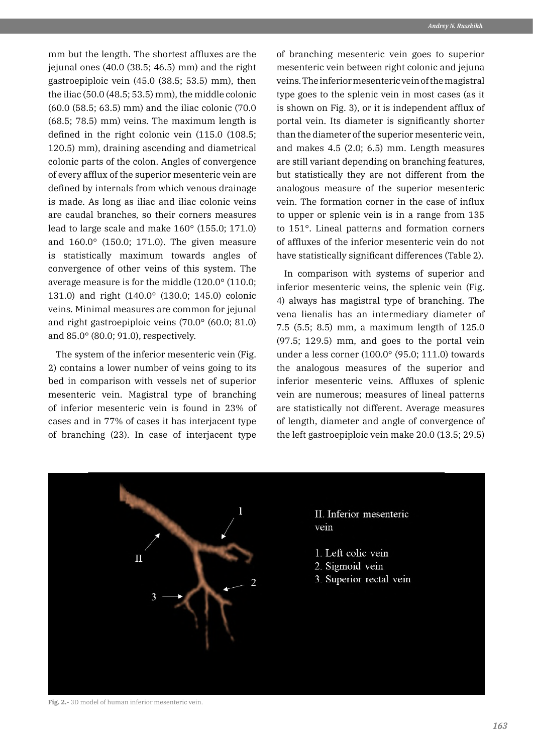mm but the length. The shortest affluxes are the jejunal ones (40.0 (38.5; 46.5) mm) and the right gastroepiploic vein (45.0 (38.5; 53.5) mm), then the iliac (50.0 (48.5; 53.5) mm), the middle colonic (60.0 (58.5; 63.5) mm) and the iliac colonic (70.0 (68.5; 78.5) mm) veins. The maximum length is defined in the right colonic vein (115.0 (108.5; 120.5) mm), draining ascending and diametrical colonic parts of the colon. Angles of convergence of every afflux of the superior mesenteric vein are defined by internals from which venous drainage is made. As long as iliac and iliac colonic veins are caudal branches, so their corners measures lead to large scale and make 160° (155.0; 171.0) and 160.0° (150.0; 171.0). The given measure is statistically maximum towards angles of convergence of other veins of this system. The average measure is for the middle (120.0° (110.0; 131.0) and right (140.0° (130.0; 145.0) colonic veins. Minimal measures are common for jejunal and right gastroepiploic veins (70.0° (60.0; 81.0) and 85.0° (80.0; 91.0), respectively.

The system of the inferior mesenteric vein (Fig. 2) contains a lower number of veins going to its bed in comparison with vessels net of superior mesenteric vein. Magistral type of branching of inferior mesenteric vein is found in 23% of cases and in 77% of cases it has interjacent type of branching (23). In case of interjacent type of branching mesenteric vein goes to superior mesenteric vein between right colonic and jejuna veins. The inferior mesenteric vein of the magistral type goes to the splenic vein in most cases (as it is shown on Fig. 3), or it is independent afflux of portal vein. Its diameter is significantly shorter than the diameter of the superior mesenteric vein, and makes 4.5 (2.0; 6.5) mm. Length measures are still variant depending on branching features, but statistically they are not different from the analogous measure of the superior mesenteric vein. The formation corner in the case of influx to upper or splenic vein is in a range from 135 to 151°. Lineal patterns and formation corners of affluxes of the inferior mesenteric vein do not have statistically significant differences (Table 2).

In comparison with systems of superior and inferior mesenteric veins, the splenic vein (Fig. 4) always has magistral type of branching. The vena lienalis has an intermediary diameter of 7.5 (5.5; 8.5) mm, a maximum length of 125.0 (97.5; 129.5) mm, and goes to the portal vein under a less corner (100.0° (95.0; 111.0) towards the analogous measures of the superior and inferior mesenteric veins. Affluxes of splenic vein are numerous; measures of lineal patterns are statistically not different. Average measures of length, diameter and angle of convergence of the left gastroepiploic vein make 20.0 (13.5; 29.5)

**Fig. 2.-** 3D model of human inferior mesenteric vein.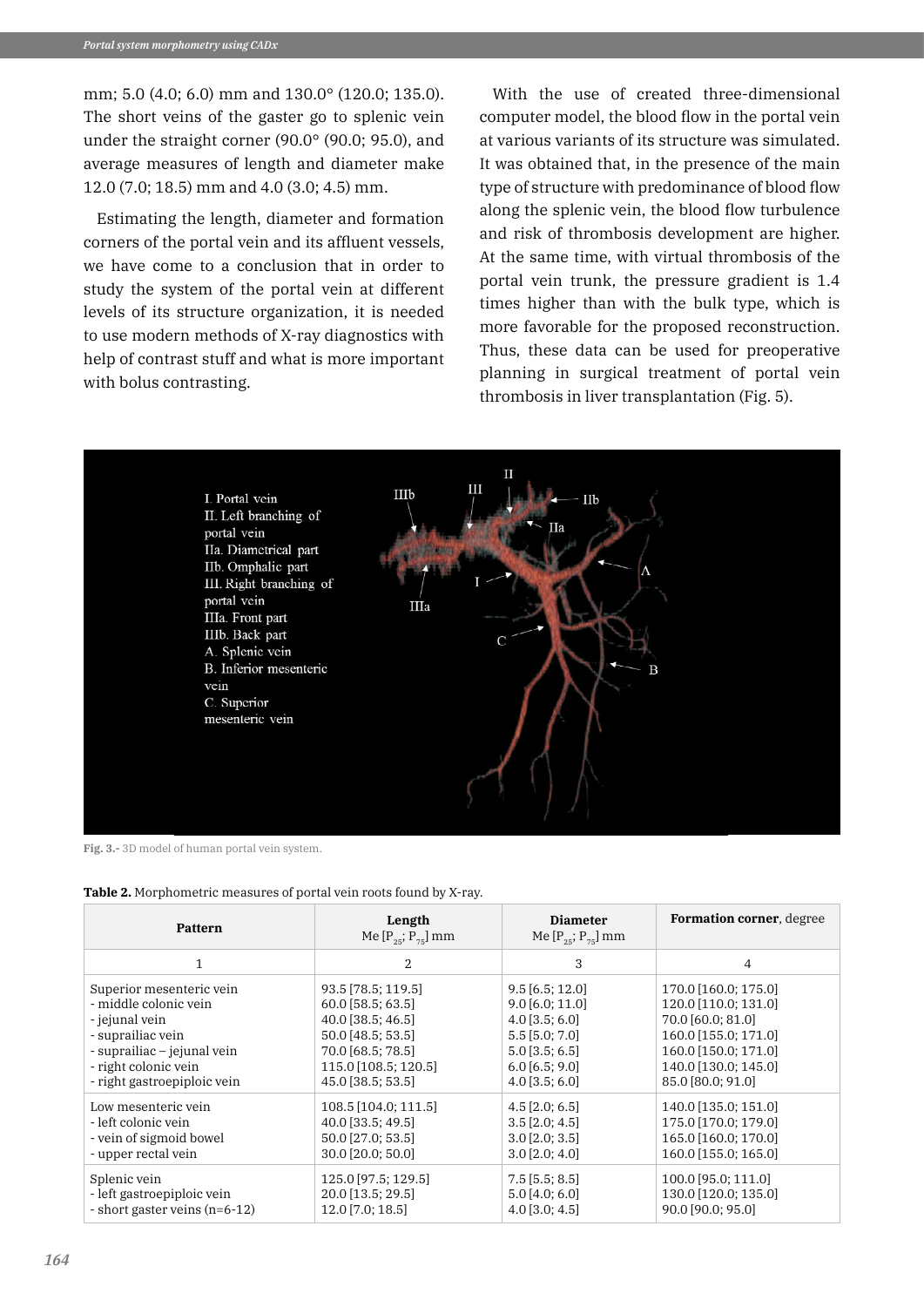mm; 5.0 (4.0; 6.0) mm and 130.0° (120.0; 135.0). The short veins of the gaster go to splenic vein under the straight corner (90.0° (90.0; 95.0), and average measures of length and diameter make 12.0 (7.0; 18.5) mm and 4.0 (3.0; 4.5) mm.

Estimating the length, diameter and formation corners of the portal vein and its affluent vessels, we have come to a conclusion that in order to study the system of the portal vein at different levels of its structure organization, it is needed to use modern methods of X-ray diagnostics with help of contrast stuff and what is more important with bolus contrasting.

With the use of created three-dimensional computer model, the blood flow in the portal vein at various variants of its structure was simulated. It was obtained that, in the presence of the main type of structure with predominance of blood flow along the splenic vein, the blood flow turbulence and risk of thrombosis development are higher. At the same time, with virtual thrombosis of the portal vein trunk, the pressure gradient is 1.4 times higher than with the bulk type, which is more favorable for the proposed reconstruction. Thus, these data can be used for preoperative planning in surgical treatment of portal vein thrombosis in liver transplantation (Fig. 5).

**Fig. 3.-** 3D model of human portal vein system.

**Table 2.** Morphometric measures of portal vein roots found by X-ray.

| Pattern | Length Me [$P_{25}$; $P_{75}$] mm | Diameter Me [$P_{25}$; $P_{75}$] mm | **Formation corner**, degree |
|---|---|---|---|
| 1 | 2 | 3 | 4 |
| Superior mesenteric vein | 93.5 [78.5; 119.5] | 9.5 [6.5; 12.0] | 170.0 [160.0; 175.0] |
| - middle colonic vein | 60.0 [58.5; 63.5] | 9.0 [6.0; 11.0] | 120.0 [110.0; 131.0] |
| - jejunal vein | 40.0 [38.5; 46.5] | 4.0 [3.5; 6.0] | 70.0 [60.0; 81.0] |
| - suprailiac vein | 50.0 [48.5; 53.5] | 5.5 [5.0; 7.0] | 160.0 [155.0; 171.0] |
| - suprailiac – jejunal vein | 70.0 [68.5; 78.5] | 5.0 [3.5; 6.5] | 160.0 [150.0; 171.0] |
| - right colonic vein | 115.0 [108.5; 120.5] | 6.0 [6.5; 9.0] | 140.0 [130.0; 145.0] |
| - right gastroepiploic vein | 45.0 [38.5; 53.5] | 4.0 [3.5; 6.0] | 85.0 [80.0; 91.0] |
| Low mesenteric vein | 108.5 [104.0; 111.5] | 4.5 [2.0; 6.5] | 140.0 [135.0; 151.0] |
| - left colonic vein | 40.0 [33.5; 49.5] | 3.5 [2.0; 4.5] | 175.0 [170.0; 179.0] |
| - vein of sigmoid bowel | 50.0 [27.0; 53.5] | 3.0 [2.0; 3.5] | 165.0 [160.0; 170.0] |
| - upper rectal vein | 30.0 [20.0; 50.0] | 3.0 [2.0; 4.0] | 160.0 [155.0; 165.0] |
| Splenic vein | 125.0 [97.5; 129.5] | 7.5 [5.5; 8.5] | 100.0 [95.0; 111.0] |
| - left gastroepiploic vein | 20.0 [13.5; 29.5] | 5.0 [4.0; 6.0] | 130.0 [120.0; 135.0] |
| - short gaster veins (n=6-12) | 12.0 [7.0; 18.5] | 4.0 [3.0; 4.5] | 90.0 [90.0; 95.0] |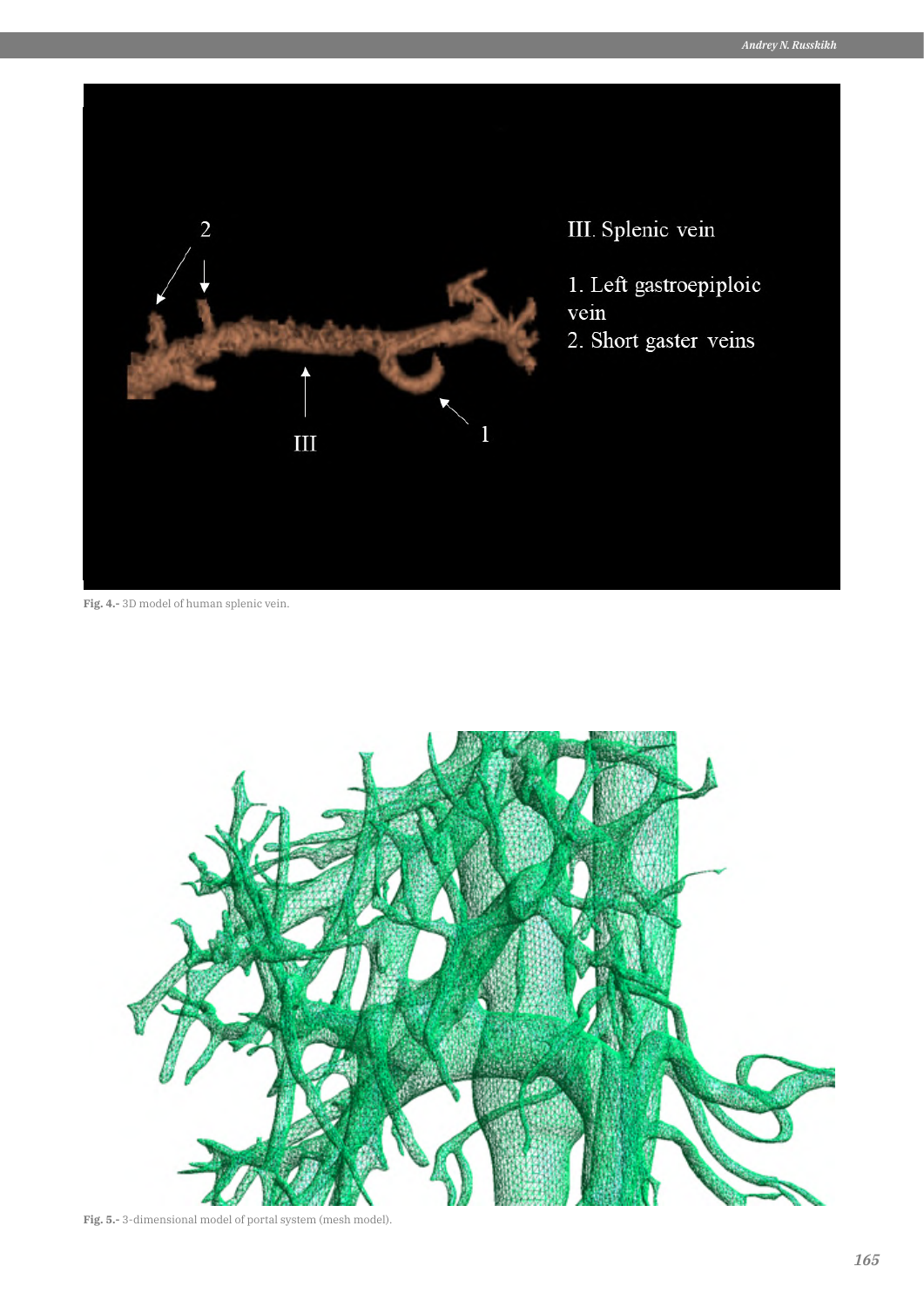**Fig. 4.-** 3D model of human splenic vein.

**Fig. 5.-** 3-dimensional model of portal system (mesh model).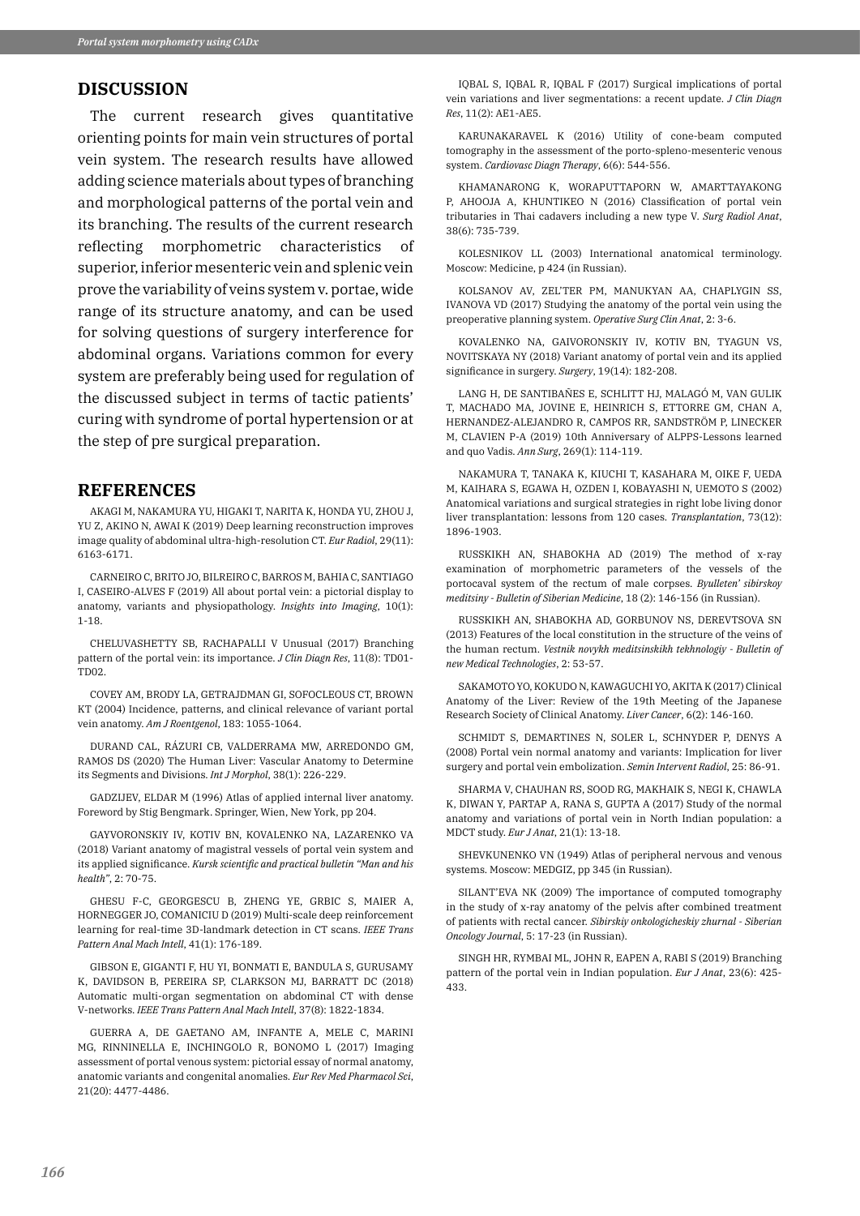## DISCUSSION

The current research gives quantitative orienting points for main vein structures of portal vein system. The research results have allowed adding science materials about types of branching and morphological patterns of the portal vein and its branching. The results of the current research reflecting morphometric characteristics of superior, inferior mesenteric vein and splenic vein prove the variability of veins system v. portae, wide range of its structure anatomy, and can be used for solving questions of surgery interference for abdominal organs. Variations common for every system are preferably being used for regulation of the discussed subject in terms of tactic patients' curing with syndrome of portal hypertension or at the step of pre surgical preparation.

## REFERENCES

AKAGI M, NAKAMURA YU, HIGAKI T, NARITA K, HONDA YU, ZHOU J, YU Z, AKINO N, AWAI K (2019) Deep learning reconstruction improves image quality of abdominal ultra-high-resolution CT. *Eur Radiol*, 29(11): 6163-6171.

CARNEIRO C, BRITO JO, BILREIRO C, BARROS M, BAHIA C, SANTIAGO I, CASEIRO-ALVES F (2019) All about portal vein: a pictorial display to anatomy, variants and physiopathology. *Insights into Imaging*, 10(1): 1-18.

CHELUVASHETTY SB, RACHAPALLI V Unusual (2017) Branching pattern of the portal vein: its importance. *J Clin Diagn Res*, 11(8): TD01-TD02.

COVEY AM, BRODY LA, GETRAJDMAN GI, SOFOCLEOUS CT, BROWN KT (2004) Incidence, patterns, and clinical relevance of variant portal vein anatomy. *Am J Roentgenol*, 183: 1055-1064.

DURAND CAL, RÁZURI CB, VALDERRAMA MW, ARREDONDO GM, RAMOS DS (2020) The Human Liver: Vascular Anatomy to Determine its Segments and Divisions. *Int J Morphol*, 38(1): 226-229.

GADZIJEV, ELDAR M (1996) Atlas of applied internal liver anatomy. Foreword by Stig Bengmark. Springer, Wien, New York, pp 204.

GAYVORONSKIY IV, KOTIV BN, KOVALENKO NA, LAZARENKO VA (2018) Variant anatomy of magistral vessels of portal vein system and its applied significance. *Kursk scientific and practical bulletin "Man and his health"*, 2: 70-75.

GHESU F-C, GEORGESCU B, ZHENG YE, GRBIC S, MAIER A, HORNEGGER JO, COMANICIU D (2019) Multi-scale deep reinforcement learning for real-time 3D-landmark detection in CT scans. *IEEE Trans Pattern Anal Mach Intell*, 41(1): 176-189.

GIBSON E, GIGANTI F, HU YI, BONMATI E, BANDULA S, GURUSAMY K, DAVIDSON B, PEREIRA SP, CLARKSON MJ, BARRATT DC (2018) Automatic multi-organ segmentation on abdominal CT with dense V-networks. *IEEE Trans Pattern Anal Mach Intell*, 37(8): 1822-1834.

GUERRA A, DE GAETANO AM, INFANTE A, MELE C, MARINI MG, RINNINELLA E, INCHINGOLO R, BONOMO L (2017) Imaging assessment of portal venous system: pictorial essay of normal anatomy, anatomic variants and congenital anomalies. *Eur Rev Med Pharmacol Sci*, 21(20): 4477-4486.

IQBAL S, IQBAL R, IQBAL F (2017) Surgical implications of portal vein variations and liver segmentations: a recent update. *J Clin Diagn Res*, 11(2): AE1-AE5.

KARUNAKARAVEL K (2016) Utility of cone-beam computed tomography in the assessment of the porto-spleno-mesenteric venous system. *Cardiovasc Diagn Therapy*, 6(6): 544-556.

KHAMANARONG K, WORAPUTTAPORN W, AMARTTAYAKONG P, AHOOJA A, KHUNTIKEO N (2016) Classification of portal vein tributaries in Thai cadavers including a new type V. *Surg Radiol Anat*, 38(6): 735-739.

KOLESNIKOV LL (2003) International anatomical terminology. Moscow: Medicine, p 424 (in Russian).

KOLSANOV AV, ZEL'TER PM, MANUKYAN AA, CHAPLYGIN SS, IVANOVA VD (2017) Studying the anatomy of the portal vein using the preoperative planning system. *Operative Surg Clin Anat*, 2: 3-6.

KOVALENKO NA, GAIVORONSKIY IV, KOTIV BN, TYAGUN VS, NOVITSKAYA NY (2018) Variant anatomy of portal vein and its applied significance in surgery. *Surgery*, 19(14): 182-208.

LANG H, DE SANTIBAÑES E, SCHLITT HJ, MALAGÓ M, VAN GULIK T, MACHADO MA, JOVINE E, HEINRICH S, ETTORRE GM, CHAN A, HERNANDEZ-ALEJANDRO R, CAMPOS RR, SANDSTRÖM P, LINECKER M, CLAVIEN P-A (2019) 10th Anniversary of ALPPS-Lessons learned and quo Vadis. *Ann Surg*, 269(1): 114-119.

NAKAMURA T, TANAKA K, KIUCHI T, KASAHARA M, OIKE F, UEDA M, KAIHARA S, EGAWA H, OZDEN I, KOBAYASHI N, UEMOTO S (2002) Anatomical variations and surgical strategies in right lobe living donor liver transplantation: lessons from 120 cases. *Transplantation*, 73(12): 1896-1903.

RUSSKIKH AN, SHABOKHA AD (2019) The method of x-ray examination of morphometric parameters of the vessels of the portocaval system of the rectum of male corpses. *Byulleten' sibirskoy meditsiny - Bulletin of Siberian Medicine*, 18 (2): 146-156 (in Russian).

RUSSKIKH AN, SHABOKHA AD, GORBUNOV NS, DEREVTSOVA SN (2013) Features of the local constitution in the structure of the veins of the human rectum. *Vestnik novykh meditsinskikh tekhnologiy - Bulletin of new Medical Technologies*, 2: 53-57.

SAKAMOTO YO, KOKUDO N, KAWAGUCHI YO, AKITA K (2017) Clinical Anatomy of the Liver: Review of the 19th Meeting of the Japanese Research Society of Clinical Anatomy. *Liver Cancer*, 6(2): 146-160.

SCHMIDT S, DEMARTINES N, SOLER L, SCHNYDER P, DENYS A (2008) Portal vein normal anatomy and variants: Implication for liver surgery and portal vein embolization. *Semin Intervent Radiol*, 25: 86-91.

SHARMA V, CHAUHAN RS, SOOD RG, MAKHAIK S, NEGI K, CHAWLA K, DIWAN Y, PARTAP A, RANA S, GUPTA A (2017) Study of the normal anatomy and variations of portal vein in North Indian population: a MDCT study. *Eur J Anat*, 21(1): 13-18.

SHEVKUNENKO VN (1949) Atlas of peripheral nervous and venous systems. Moscow: MEDGIZ, pp 345 (in Russian).

SILANT'EVA NK (2009) The importance of computed tomography in the study of x-ray anatomy of the pelvis after combined treatment of patients with rectal cancer. *Sibirskiy onkologicheskiy zhurnal - Siberian Oncology Journal*, 5: 17-23 (in Russian).

SINGH HR, RYMBAI ML, JOHN R, EAPEN A, RABI S (2019) Branching pattern of the portal vein in Indian population. *Eur J Anat*, 23(6): 425-433.